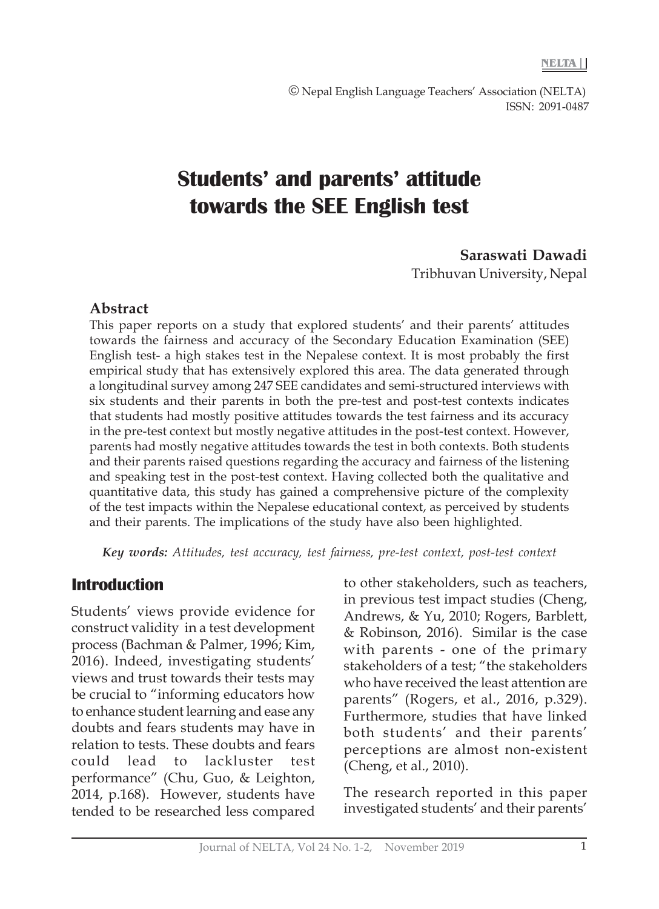© Nepal English Language Teachers' Association (NELTA)
ISSN: 2091-0487

# Students' and parents' attitude towards the SEE English test

**Saraswati Dawadi**
Tribhuvan University, Nepal

## Abstract

This paper reports on a study that explored students' and their parents' attitudes towards the fairness and accuracy of the Secondary Education Examination (SEE) English test- a high stakes test in the Nepalese context. It is most probably the first empirical study that has extensively explored this area. The data generated through a longitudinal survey among 247 SEE candidates and semi-structured interviews with six students and their parents in both the pre-test and post-test contexts indicates that students had mostly positive attitudes towards the test fairness and its accuracy in the pre-test context but mostly negative attitudes in the post-test context. However, parents had mostly negative attitudes towards the test in both contexts. Both students and their parents raised questions regarding the accuracy and fairness of the listening and speaking test in the post-test context. Having collected both the qualitative and quantitative data, this study has gained a comprehensive picture of the complexity of the test impacts within the Nepalese educational context, as perceived by students and their parents. The implications of the study have also been highlighted.

***Key words:*** *Attitudes, test accuracy, test fairness, pre-test context, post-test context*

## Introduction

Students' views provide evidence for construct validity in a test development process (Bachman & Palmer, 1996; Kim, 2016). Indeed, investigating students' views and trust towards their tests may be crucial to "informing educators how to enhance student learning and ease any doubts and fears students may have in relation to tests. These doubts and fears could lead to lackluster test performance" (Chu, Guo, & Leighton, 2014, p.168). However, students have tended to be researched less compared to other stakeholders, such as teachers, in previous test impact studies (Cheng, Andrews, & Yu, 2010; Rogers, Barblett, & Robinson, 2016). Similar is the case with parents - one of the primary stakeholders of a test; "the stakeholders who have received the least attention are parents" (Rogers, et al., 2016, p.329). Furthermore, studies that have linked both students' and their parents' perceptions are almost non-existent (Cheng, et al., 2010).

The research reported in this paper investigated students' and their parents'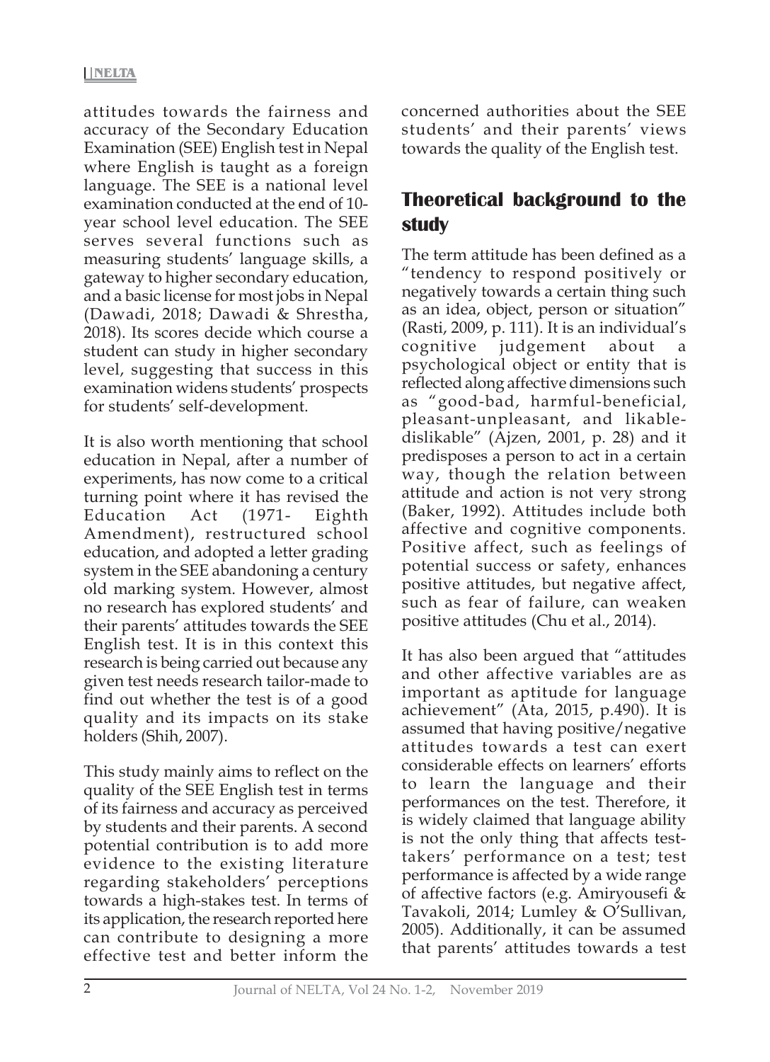attitudes towards the fairness and accuracy of the Secondary Education Examination (SEE) English test in Nepal where English is taught as a foreign language. The SEE is a national level examination conducted at the end of 10-year school level education. The SEE serves several functions such as measuring students' language skills, a gateway to higher secondary education, and a basic license for most jobs in Nepal (Dawadi, 2018; Dawadi & Shrestha, 2018). Its scores decide which course a student can study in higher secondary level, suggesting that success in this examination widens students' prospects for students' self-development.

It is also worth mentioning that school education in Nepal, after a number of experiments, has now come to a critical turning point where it has revised the Education Act (1971- Eighth Amendment), restructured school education, and adopted a letter grading system in the SEE abandoning a century old marking system. However, almost no research has explored students' and their parents' attitudes towards the SEE English test. It is in this context this research is being carried out because any given test needs research tailor-made to find out whether the test is of a good quality and its impacts on its stake holders (Shih, 2007).

This study mainly aims to reflect on the quality of the SEE English test in terms of its fairness and accuracy as perceived by students and their parents. A second potential contribution is to add more evidence to the existing literature regarding stakeholders' perceptions towards a high-stakes test. In terms of its application, the research reported here can contribute to designing a more effective test and better inform the concerned authorities about the SEE students' and their parents' views towards the quality of the English test.

## Theoretical background to the study

The term attitude has been defined as a "tendency to respond positively or negatively towards a certain thing such as an idea, object, person or situation" (Rasti, 2009, p. 111). It is an individual's cognitive judgement about a psychological object or entity that is reflected along affective dimensions such as "good-bad, harmful-beneficial, pleasant-unpleasant, and likable-dislikable" (Ajzen, 2001, p. 28) and it predisposes a person to act in a certain way, though the relation between attitude and action is not very strong (Baker, 1992). Attitudes include both affective and cognitive components. Positive affect, such as feelings of potential success or safety, enhances positive attitudes, but negative affect, such as fear of failure, can weaken positive attitudes (Chu et al., 2014).

It has also been argued that "attitudes and other affective variables are as important as aptitude for language achievement" (Ata, 2015, p.490). It is assumed that having positive/negative attitudes towards a test can exert considerable effects on learners' efforts to learn the language and their performances on the test. Therefore, it is widely claimed that language ability is not the only thing that affects test-takers' performance on a test; test performance is affected by a wide range of affective factors (e.g. Amiryousefi & Tavakoli, 2014; Lumley & O'Sullivan, 2005). Additionally, it can be assumed that parents' attitudes towards a test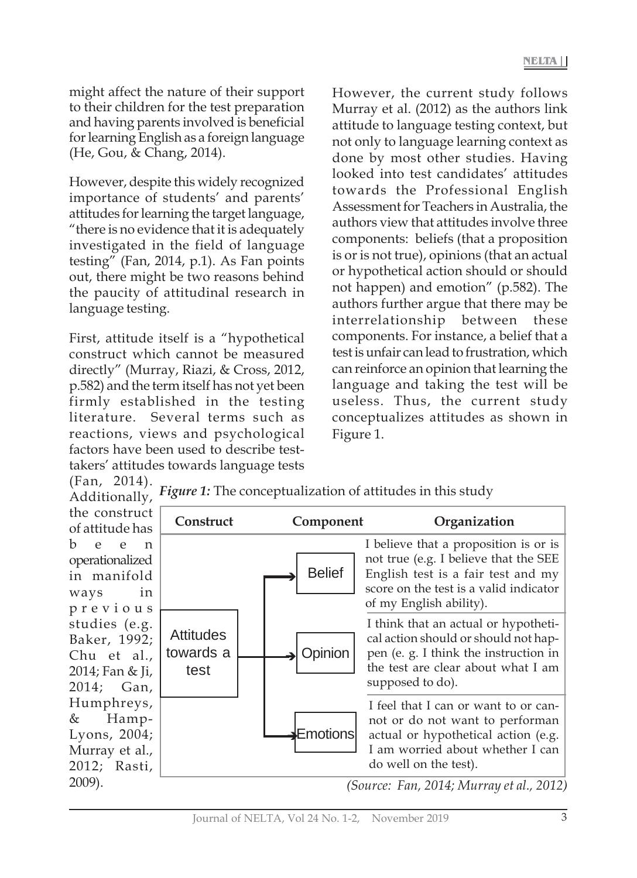might affect the nature of their support to their children for the test preparation and having parents involved is beneficial for learning English as a foreign language (He, Gou, & Chang, 2014).

However, despite this widely recognized importance of students' and parents' attitudes for learning the target language, "there is no evidence that it is adequately investigated in the field of language testing" (Fan, 2014, p.1). As Fan points out, there might be two reasons behind the paucity of attitudinal research in language testing.

First, attitude itself is a "hypothetical construct which cannot be measured directly" (Murray, Riazi, & Cross, 2012, p.582) and the term itself has not yet been firmly established in the testing literature. Several terms such as reactions, views and psychological factors have been used to describe test-takers' attitudes towards language tests (Fan, 2014). Additionally, the construct of attitude has been operationalized in manifold ways in previous studies (e.g. Baker, 1992; Chu et al., 2014; Fan & Ji, 2014; Gan, Humphreys, & Hamp-Lyons, 2004; Murray et al., 2012; Rasti, 2009).

However, the current study follows Murray et al. (2012) as the authors link attitude to language testing context, but not only to language learning context as done by most other studies. Having looked into test candidates' attitudes towards the Professional English Assessment for Teachers in Australia, the authors view that attitudes involve three components: beliefs (that a proposition is or is not true), opinions (that an actual or hypothetical action should or should not happen) and emotion" (p.582). The authors further argue that there may be interrelationship between these components. For instance, a belief that a test is unfair can lead to frustration, which can reinforce an opinion that learning the language and taking the test will be useless. Thus, the current study conceptualizes attitudes as shown in Figure 1.

*Figure 1:* The conceptualization of attitudes in this study

| Construct | Component | Organization |
|---|---|---|
| Attitudes towards a test | Belief | I believe that a proposition is or is not true (e.g. I believe that the SEE English test is a fair test and my score on the test is a valid indicator of my English ability). |
| | Opinion | I think that an actual or hypothetical action should or should not happen (e. g. I think the instruction in the test are clear about what I am supposed to do). |
| | Emotions | I feel that I can or want to or cannot or do not want to performan actual or hypothetical action (e.g. I am worried about whether I can do well on the test). |

*(Source: Fan, 2014; Murray et al., 2012)*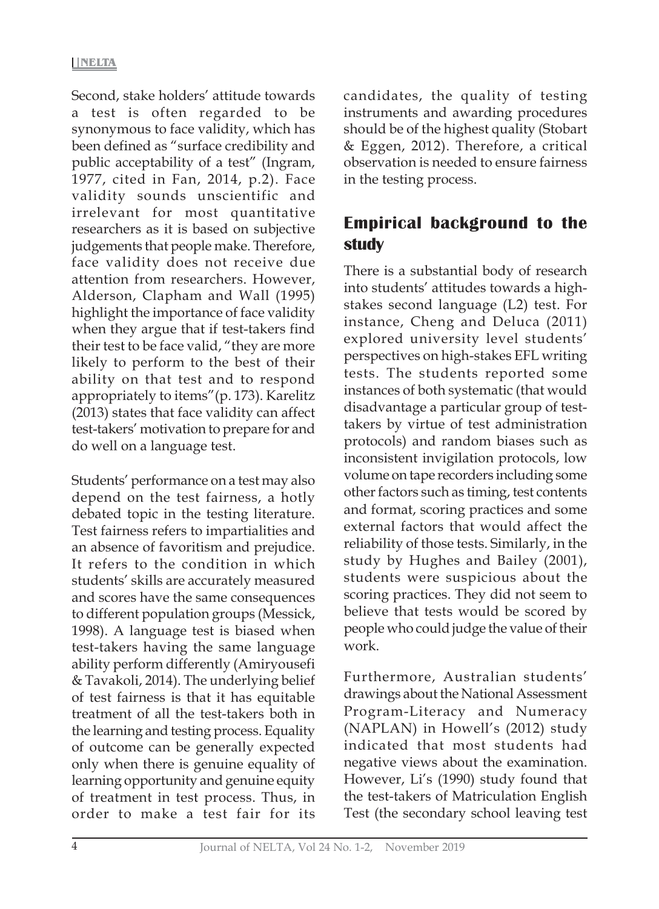Second, stake holders' attitude towards a test is often regarded to be synonymous to face validity, which has been defined as "surface credibility and public acceptability of a test" (Ingram, 1977, cited in Fan, 2014, p.2). Face validity sounds unscientific and irrelevant for most quantitative researchers as it is based on subjective judgements that people make. Therefore, face validity does not receive due attention from researchers. However, Alderson, Clapham and Wall (1995) highlight the importance of face validity when they argue that if test-takers find their test to be face valid, "they are more likely to perform to the best of their ability on that test and to respond appropriately to items"(p. 173). Karelitz (2013) states that face validity can affect test-takers' motivation to prepare for and do well on a language test.

Students' performance on a test may also depend on the test fairness, a hotly debated topic in the testing literature. Test fairness refers to impartialities and an absence of favoritism and prejudice. It refers to the condition in which students' skills are accurately measured and scores have the same consequences to different population groups (Messick, 1998). A language test is biased when test-takers having the same language ability perform differently (Amiryousefi & Tavakoli, 2014). The underlying belief of test fairness is that it has equitable treatment of all the test-takers both in the learning and testing process. Equality of outcome can be generally expected only when there is genuine equality of learning opportunity and genuine equity of treatment in test process. Thus, in order to make a test fair for its candidates, the quality of testing instruments and awarding procedures should be of the highest quality (Stobart & Eggen, 2012). Therefore, a critical observation is needed to ensure fairness in the testing process.

## Empirical background to the study

There is a substantial body of research into students' attitudes towards a high-stakes second language (L2) test. For instance, Cheng and Deluca (2011) explored university level students' perspectives on high-stakes EFL writing tests. The students reported some instances of both systematic (that would disadvantage a particular group of test-takers by virtue of test administration protocols) and random biases such as inconsistent invigilation protocols, low volume on tape recorders including some other factors such as timing, test contents and format, scoring practices and some external factors that would affect the reliability of those tests. Similarly, in the study by Hughes and Bailey (2001), students were suspicious about the scoring practices. They did not seem to believe that tests would be scored by people who could judge the value of their work.

Furthermore, Australian students' drawings about the National Assessment Program-Literacy and Numeracy (NAPLAN) in Howell's (2012) study indicated that most students had negative views about the examination. However, Li's (1990) study found that the test-takers of Matriculation English Test (the secondary school leaving test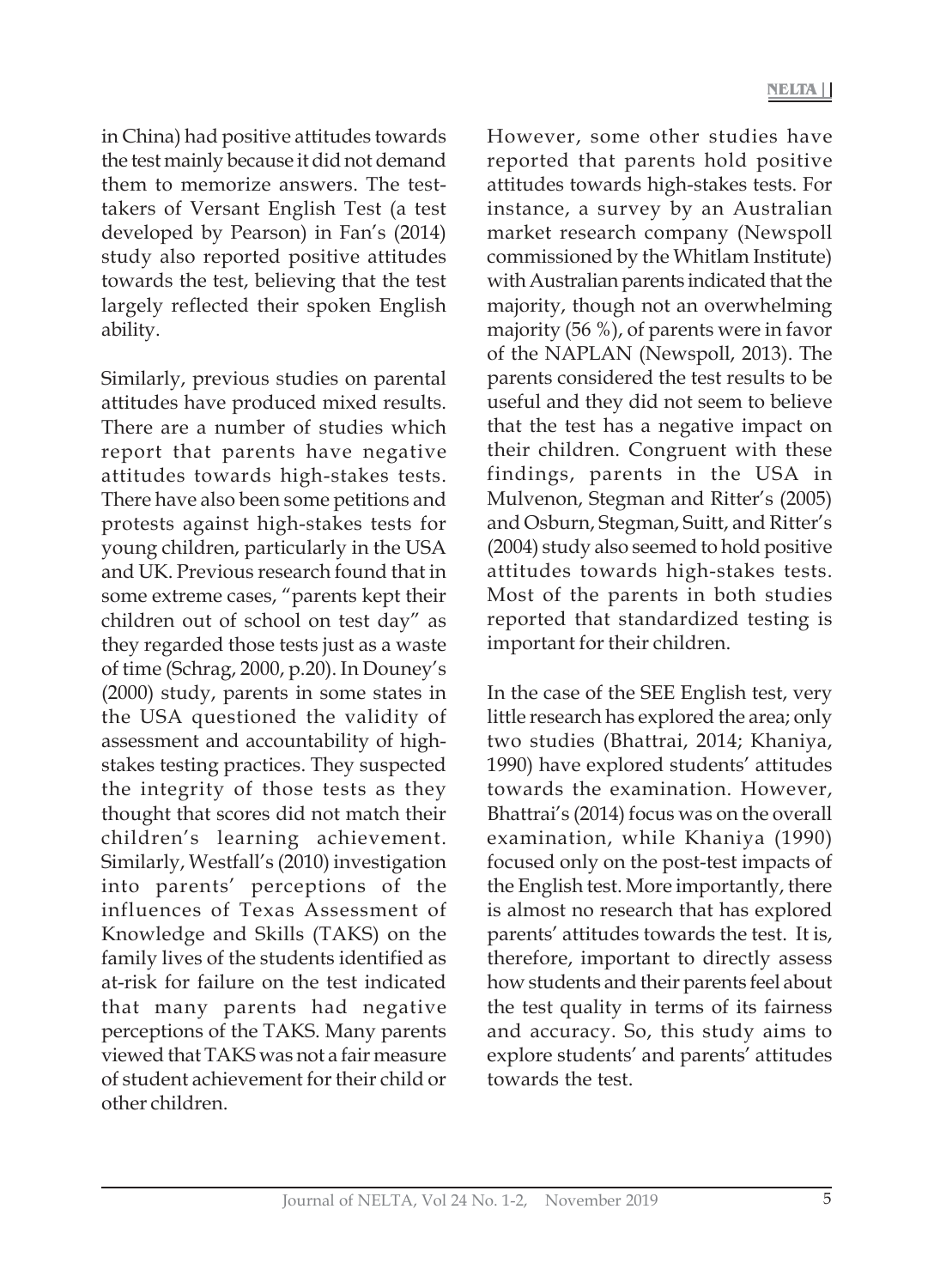in China) had positive attitudes towards the test mainly because it did not demand them to memorize answers. The test-takers of Versant English Test (a test developed by Pearson) in Fan's (2014) study also reported positive attitudes towards the test, believing that the test largely reflected their spoken English ability.

Similarly, previous studies on parental attitudes have produced mixed results. There are a number of studies which report that parents have negative attitudes towards high-stakes tests. There have also been some petitions and protests against high-stakes tests for young children, particularly in the USA and UK. Previous research found that in some extreme cases, "parents kept their children out of school on test day" as they regarded those tests just as a waste of time (Schrag, 2000, p.20). In Douney's (2000) study, parents in some states in the USA questioned the validity of assessment and accountability of high-stakes testing practices. They suspected the integrity of those tests as they thought that scores did not match their children's learning achievement. Similarly, Westfall's (2010) investigation into parents' perceptions of the influences of Texas Assessment of Knowledge and Skills (TAKS) on the family lives of the students identified as at-risk for failure on the test indicated that many parents had negative perceptions of the TAKS. Many parents viewed that TAKS was not a fair measure of student achievement for their child or other children.

However, some other studies have reported that parents hold positive attitudes towards high-stakes tests. For instance, a survey by an Australian market research company (Newspoll commissioned by the Whitlam Institute) with Australian parents indicated that the majority, though not an overwhelming majority (56 %), of parents were in favor of the NAPLAN (Newspoll, 2013). The parents considered the test results to be useful and they did not seem to believe that the test has a negative impact on their children. Congruent with these findings, parents in the USA in Mulvenon, Stegman and Ritter's (2005) and Osburn, Stegman, Suitt, and Ritter's (2004) study also seemed to hold positive attitudes towards high-stakes tests. Most of the parents in both studies reported that standardized testing is important for their children.

In the case of the SEE English test, very little research has explored the area; only two studies (Bhattrai, 2014; Khaniya, 1990) have explored students' attitudes towards the examination. However, Bhattrai's (2014) focus was on the overall examination, while Khaniya (1990) focused only on the post-test impacts of the English test. More importantly, there is almost no research that has explored parents' attitudes towards the test. It is, therefore, important to directly assess how students and their parents feel about the test quality in terms of its fairness and accuracy. So, this study aims to explore students' and parents' attitudes towards the test.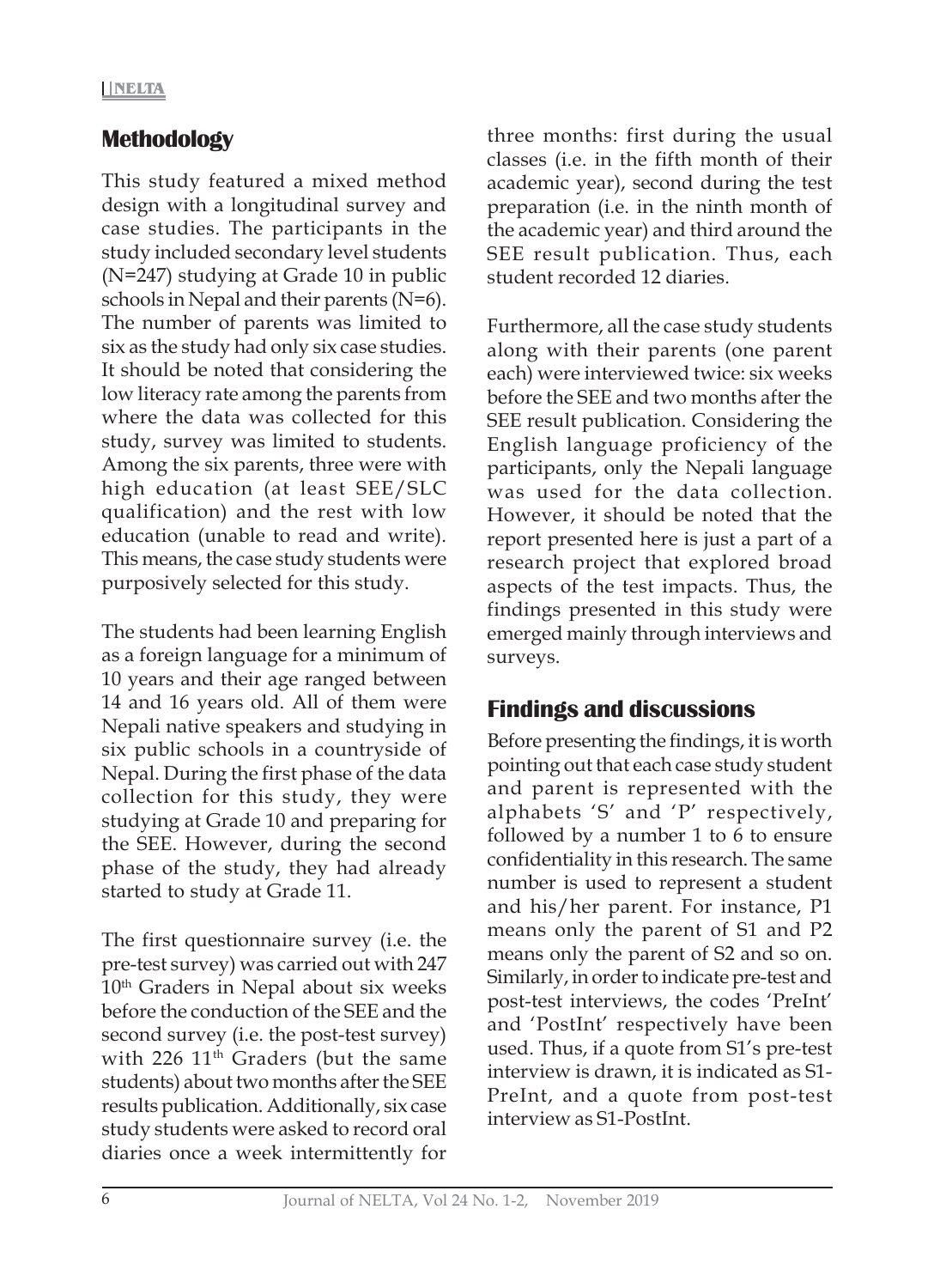## Methodology

This study featured a mixed method design with a longitudinal survey and case studies. The participants in the study included secondary level students (N=247) studying at Grade 10 in public schools in Nepal and their parents (N=6). The number of parents was limited to six as the study had only six case studies. It should be noted that considering the low literacy rate among the parents from where the data was collected for this study, survey was limited to students. Among the six parents, three were with high education (at least SEE/SLC qualification) and the rest with low education (unable to read and write). This means, the case study students were purposively selected for this study.

The students had been learning English as a foreign language for a minimum of 10 years and their age ranged between 14 and 16 years old. All of them were Nepali native speakers and studying in six public schools in a countryside of Nepal. During the first phase of the data collection for this study, they were studying at Grade 10 and preparing for the SEE. However, during the second phase of the study, they had already started to study at Grade 11.

The first questionnaire survey (i.e. the pre-test survey) was carried out with 247 10th Graders in Nepal about six weeks before the conduction of the SEE and the second survey (i.e. the post-test survey) with 226 11th Graders (but the same students) about two months after the SEE results publication. Additionally, six case study students were asked to record oral diaries once a week intermittently for three months: first during the usual classes (i.e. in the fifth month of their academic year), second during the test preparation (i.e. in the ninth month of the academic year) and third around the SEE result publication. Thus, each student recorded 12 diaries.

Furthermore, all the case study students along with their parents (one parent each) were interviewed twice: six weeks before the SEE and two months after the SEE result publication. Considering the English language proficiency of the participants, only the Nepali language was used for the data collection. However, it should be noted that the report presented here is just a part of a research project that explored broad aspects of the test impacts. Thus, the findings presented in this study were emerged mainly through interviews and surveys.

## Findings and discussions

Before presenting the findings, it is worth pointing out that each case study student and parent is represented with the alphabets 'S' and 'P' respectively, followed by a number 1 to 6 to ensure confidentiality in this research. The same number is used to represent a student and his/her parent. For instance, P1 means only the parent of S1 and P2 means only the parent of S2 and so on. Similarly, in order to indicate pre-test and post-test interviews, the codes 'PreInt' and 'PostInt' respectively have been used. Thus, if a quote from S1's pre-test interview is drawn, it is indicated as S1-PreInt, and a quote from post-test interview as S1-PostInt.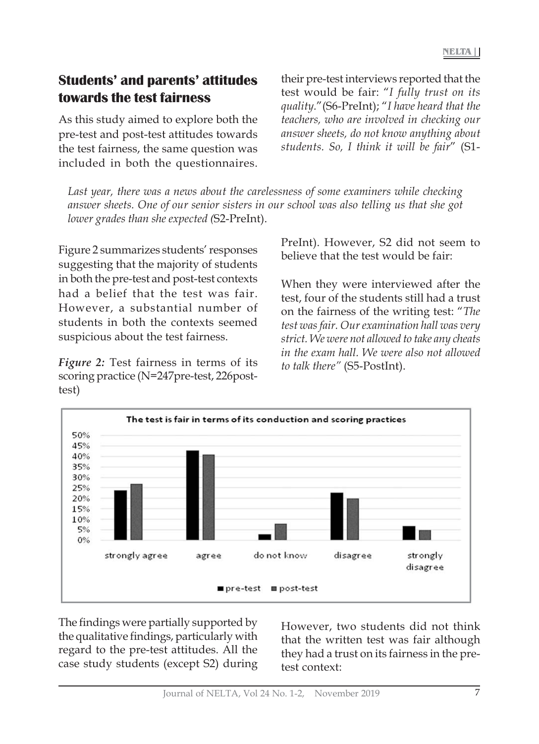## Students' and parents' attitudes towards the test fairness

As this study aimed to explore both the pre-test and post-test attitudes towards the test fairness, the same question was included in both the questionnaires. Figure 2 summarizes students' responses suggesting that the majority of students in both the pre-test and post-test contexts had a belief that the test was fair. However, a substantial number of students in both the contexts seemed suspicious about the test fairness.

*Figure 2:* Test fairness in terms of its scoring practice (N=247pre-test, 226post-test)

The findings were partially supported by the qualitative findings, particularly with regard to the pre-test attitudes. All the case study students (except S2) during their pre-test interviews reported that the test would be fair: "*I fully trust on its quality.*" (S6-PreInt); "*I have heard that the teachers, who are involved in checking our answer sheets, do not know anything about students. So, I think it will be fair*" (S1-PreInt). However, S2 did not seem to believe that the test would be fair:

> *Last year, there was a news about the carelessness of some examiners while checking answer sheets. One of our senior sisters in our school was also telling us that she got lower grades than she expected (*S2-PreInt).

When they were interviewed after the test, four of the students still had a trust on the fairness of the writing test: "*The test was fair. Our examination hall was very strict. We were not allowed to take any cheats in the exam hall. We were also not allowed to talk there*" (S5-PostInt).

However, two students did not think that the written test was fair although they had a trust on its fairness in the pre-test context: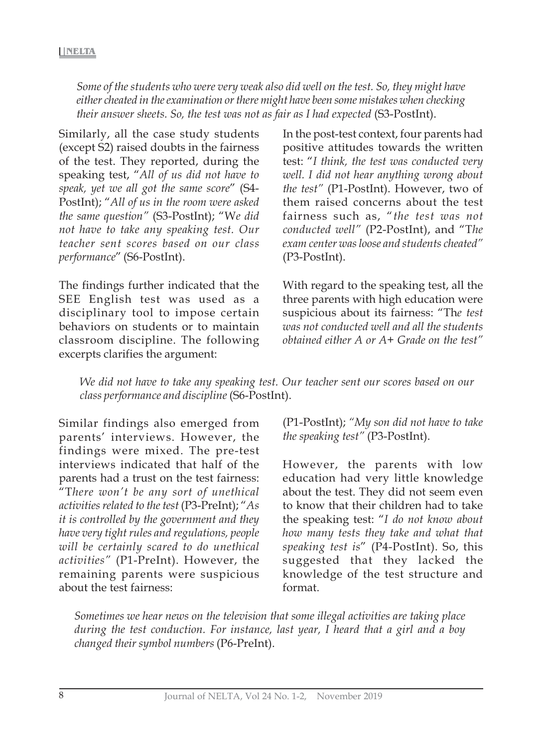*Some of the students who were very weak also did well on the test. So, they might have either cheated in the examination or there might have been some mistakes when checking their answer sheets. So, the test was not as fair as I had expected* (S3-PostInt).

Similarly, all the case study students (except S2) raised doubts in the fairness of the test. They reported, during the speaking test, "*All of us did not have to speak, yet we all got the same score*" (S4-PostInt); "*All of us in the room were asked the same question"* (S3-PostInt); "W*e did not have to take any speaking test. Our teacher sent scores based on our class performance*" (S6-PostInt).

The findings further indicated that the SEE English test was used as a disciplinary tool to impose certain behaviors on students or to maintain classroom discipline. The following excerpts clarifies the argument:

*We did not have to take any speaking test. Our teacher sent our scores based on our class performance and discipline* (S6-PostInt).

Similar findings also emerged from parents' interviews. However, the findings were mixed. The pre-test interviews indicated that half of the parents had a trust on the test fairness: "T*here won't be any sort of unethical activities related to the test* (P3-PreInt); "*As it is controlled by the government and they have very tight rules and regulations, people will be certainly scared to do unethical activities"* (P1-PreInt). However, the remaining parents were suspicious about the test fairness:

*Sometimes we hear news on the television that some illegal activities are taking place during the test conduction. For instance, last year, I heard that a girl and a boy changed their symbol numbers* (P6-PreInt).

In the post-test context, four parents had positive attitudes towards the written test: "*I think, the test was conducted very well. I did not hear anything wrong about the test"* (P1-PostInt). However, two of them raised concerns about the test fairness such as, "*the test was not conducted well"* (P2-PostInt), and "T*he exam center was loose and students cheated"* (P3-PostInt).

With regard to the speaking test, all the three parents with high education were suspicious about its fairness: "Th*e test was not conducted well and all the students obtained either A or A+ Grade on the test"* (P1-PostInt); *"My son did not have to take the speaking test"* (P3-PostInt).

However, the parents with low education had very little knowledge about the test. They did not seem even to know that their children had to take the speaking test: "*I do not know about how many tests they take and what that speaking test is*" (P4-PostInt). So, this suggested that they lacked the knowledge of the test structure and format.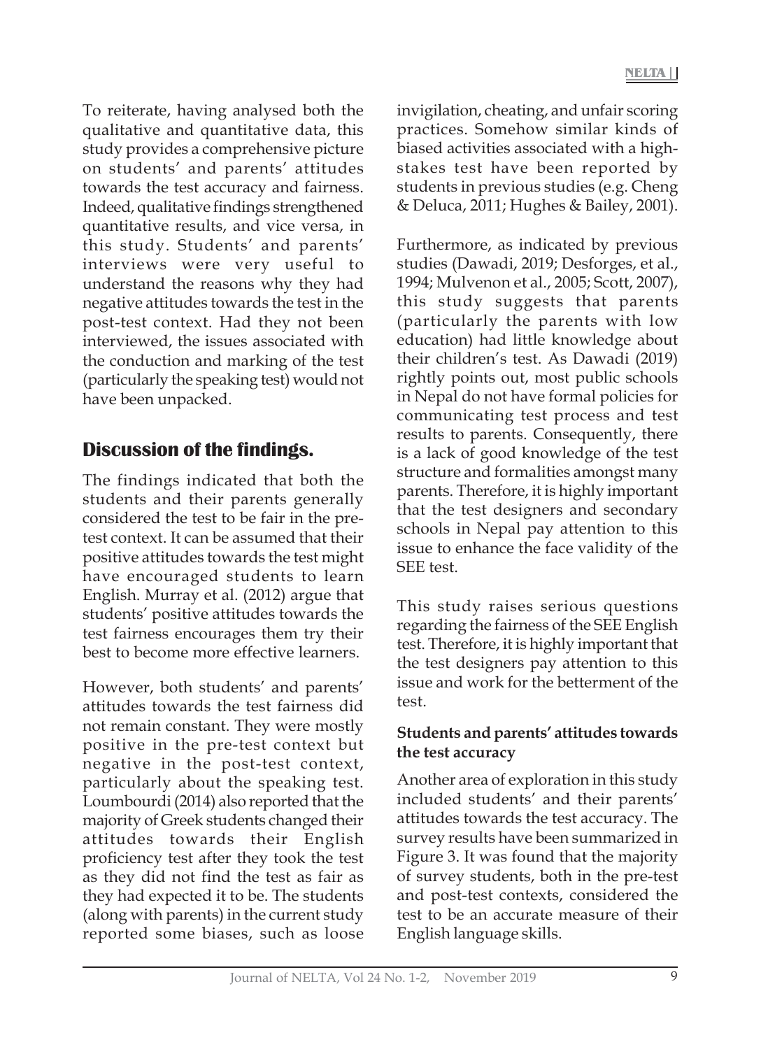To reiterate, having analysed both the qualitative and quantitative data, this study provides a comprehensive picture on students' and parents' attitudes towards the test accuracy and fairness. Indeed, qualitative findings strengthened quantitative results, and vice versa, in this study. Students' and parents' interviews were very useful to understand the reasons why they had negative attitudes towards the test in the post-test context. Had they not been interviewed, the issues associated with the conduction and marking of the test (particularly the speaking test) would not have been unpacked.

## Discussion of the findings.

The findings indicated that both the students and their parents generally considered the test to be fair in the pre-test context. It can be assumed that their positive attitudes towards the test might have encouraged students to learn English. Murray et al. (2012) argue that students' positive attitudes towards the test fairness encourages them try their best to become more effective learners.

However, both students' and parents' attitudes towards the test fairness did not remain constant. They were mostly positive in the pre-test context but negative in the post-test context, particularly about the speaking test. Loumbourdi (2014) also reported that the majority of Greek students changed their attitudes towards their English proficiency test after they took the test as they did not find the test as fair as they had expected it to be. The students (along with parents) in the current study reported some biases, such as loose invigilation, cheating, and unfair scoring practices. Somehow similar kinds of biased activities associated with a high-stakes test have been reported by students in previous studies (e.g. Cheng & Deluca, 2011; Hughes & Bailey, 2001).

Furthermore, as indicated by previous studies (Dawadi, 2019; Desforges, et al., 1994; Mulvenon et al., 2005; Scott, 2007), this study suggests that parents (particularly the parents with low education) had little knowledge about their children's test. As Dawadi (2019) rightly points out, most public schools in Nepal do not have formal policies for communicating test process and test results to parents. Consequently, there is a lack of good knowledge of the test structure and formalities amongst many parents. Therefore, it is highly important that the test designers and secondary schools in Nepal pay attention to this issue to enhance the face validity of the SEE test.

This study raises serious questions regarding the fairness of the SEE English test. Therefore, it is highly important that the test designers pay attention to this issue and work for the betterment of the test.

### Students and parents' attitudes towards the test accuracy

Another area of exploration in this study included students' and their parents' attitudes towards the test accuracy. The survey results have been summarized in Figure 3. It was found that the majority of survey students, both in the pre-test and post-test contexts, considered the test to be an accurate measure of their English language skills.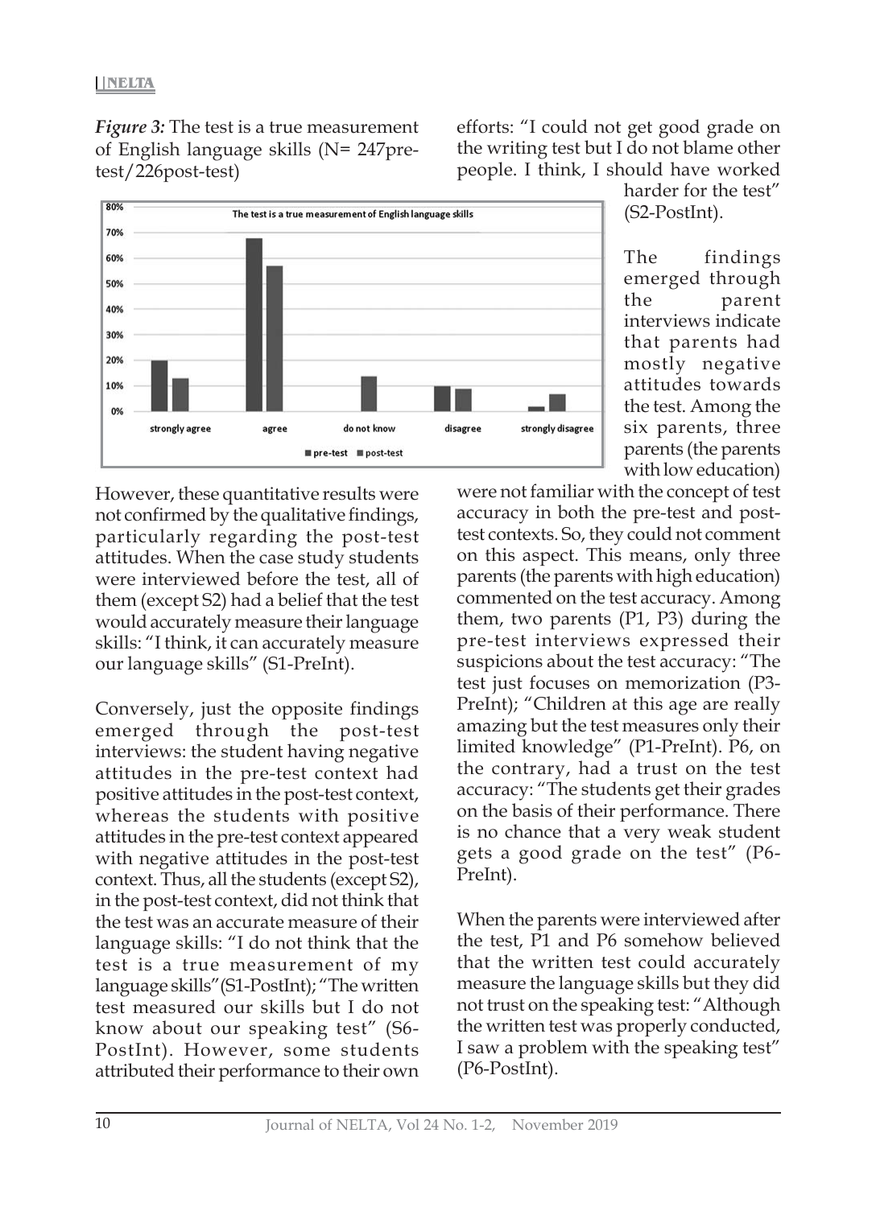*Figure 3:* The test is a true measurement of English language skills (N= 247pre-test/226post-test)

However, these quantitative results were not confirmed by the qualitative findings, particularly regarding the post-test attitudes. When the case study students were interviewed before the test, all of them (except S2) had a belief that the test would accurately measure their language skills: "I think, it can accurately measure our language skills" (S1-PreInt).

Conversely, just the opposite findings emerged through the post-test interviews: the student having negative attitudes in the pre-test context had positive attitudes in the post-test context, whereas the students with positive attitudes in the pre-test context appeared with negative attitudes in the post-test context. Thus, all the students (except S2), in the post-test context, did not think that the test was an accurate measure of their language skills: "I do not think that the test is a true measurement of my language skills"(S1-PostInt); "The written test measured our skills but I do not know about our speaking test" (S6-PostInt). However, some students attributed their performance to their own efforts: "I could not get good grade on the writing test but I do not blame other people. I think, I should have worked harder for the test" (S2-PostInt).

The findings emerged through the parent interviews indicate that parents had mostly negative attitudes towards the test. Among the six parents, three parents (the parents with low education) were not familiar with the concept of test accuracy in both the pre-test and post-test contexts. So, they could not comment on this aspect. This means, only three parents (the parents with high education) commented on the test accuracy. Among them, two parents (P1, P3) during the pre-test interviews expressed their suspicions about the test accuracy: "The test just focuses on memorization (P3-PreInt); "Children at this age are really amazing but the test measures only their limited knowledge" (P1-PreInt). P6, on the contrary, had a trust on the test accuracy: "The students get their grades on the basis of their performance. There is no chance that a very weak student gets a good grade on the test" (P6-PreInt).

When the parents were interviewed after the test, P1 and P6 somehow believed that the written test could accurately measure the language skills but they did not trust on the speaking test: "Although the written test was properly conducted, I saw a problem with the speaking test" (P6-PostInt).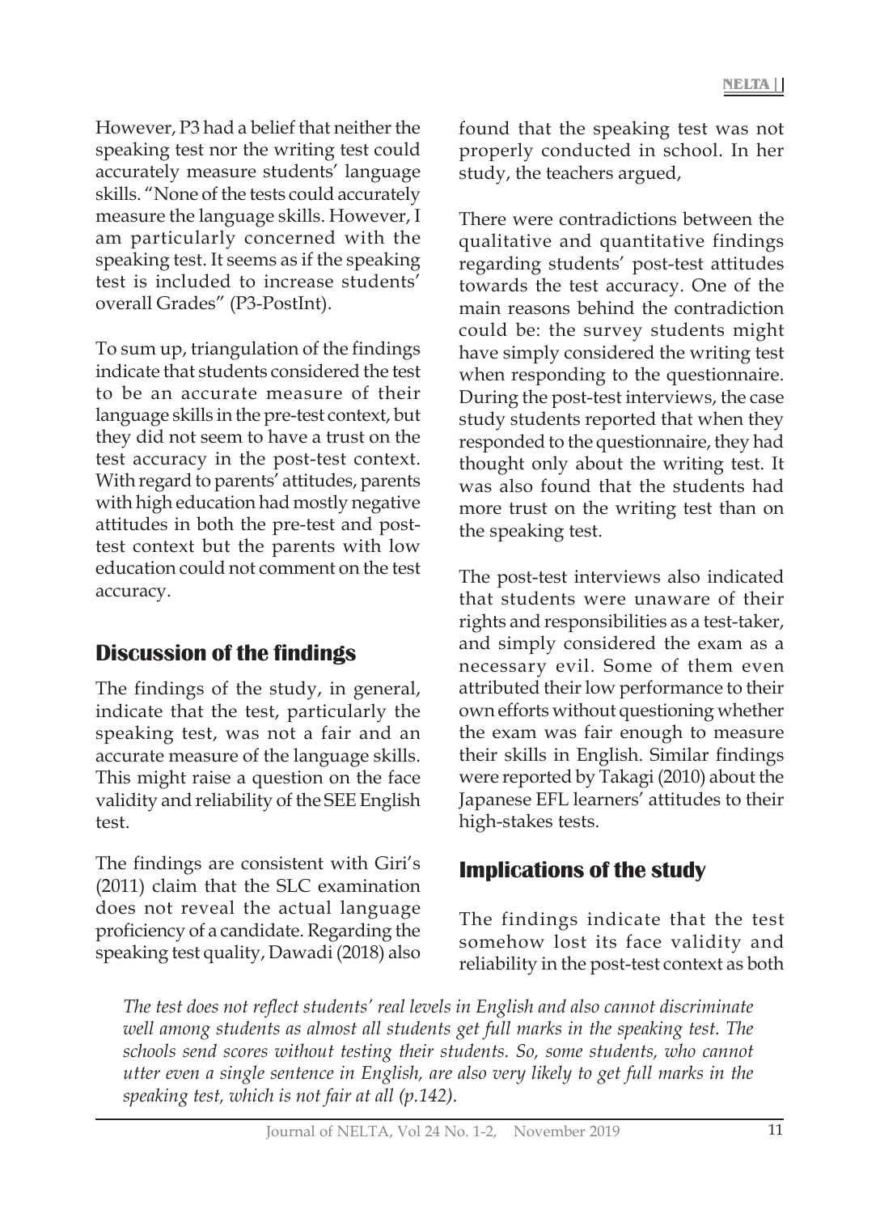However, P3 had a belief that neither the speaking test nor the writing test could accurately measure students' language skills. "None of the tests could accurately measure the language skills. However, I am particularly concerned with the speaking test. It seems as if the speaking test is included to increase students' overall Grades" (P3-PostInt).

To sum up, triangulation of the findings indicate that students considered the test to be an accurate measure of their language skills in the pre-test context, but they did not seem to have a trust on the test accuracy in the post-test context. With regard to parents' attitudes, parents with high education had mostly negative attitudes in both the pre-test and post-test context but the parents with low education could not comment on the test accuracy.

## Discussion of the findings

The findings of the study, in general, indicate that the test, particularly the speaking test, was not a fair and an accurate measure of the language skills. This might raise a question on the face validity and reliability of the SEE English test.

The findings are consistent with Giri's (2011) claim that the SLC examination does not reveal the actual language proficiency of a candidate. Regarding the speaking test quality, Dawadi (2018) also found that the speaking test was not properly conducted in school. In her study, the teachers argued,

> *The test does not reflect students' real levels in English and also cannot discriminate well among students as almost all students get full marks in the speaking test. The schools send scores without testing their students. So, some students, who cannot utter even a single sentence in English, are also very likely to get full marks in the speaking test, which is not fair at all (p.142).*

There were contradictions between the qualitative and quantitative findings regarding students' post-test attitudes towards the test accuracy. One of the main reasons behind the contradiction could be: the survey students might have simply considered the writing test when responding to the questionnaire. During the post-test interviews, the case study students reported that when they responded to the questionnaire, they had thought only about the writing test. It was also found that the students had more trust on the writing test than on the speaking test.

The post-test interviews also indicated that students were unaware of their rights and responsibilities as a test-taker, and simply considered the exam as a necessary evil. Some of them even attributed their low performance to their own efforts without questioning whether the exam was fair enough to measure their skills in English. Similar findings were reported by Takagi (2010) about the Japanese EFL learners' attitudes to their high-stakes tests.

## Implications of the study

The findings indicate that the test somehow lost its face validity and reliability in the post-test context as both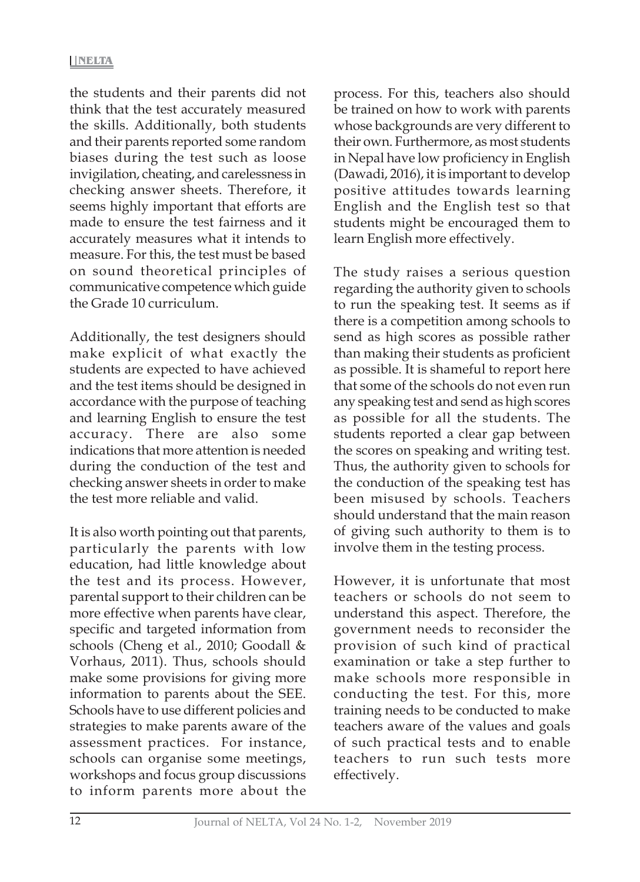the students and their parents did not think that the test accurately measured the skills. Additionally, both students and their parents reported some random biases during the test such as loose invigilation, cheating, and carelessness in checking answer sheets. Therefore, it seems highly important that efforts are made to ensure the test fairness and it accurately measures what it intends to measure. For this, the test must be based on sound theoretical principles of communicative competence which guide the Grade 10 curriculum.

Additionally, the test designers should make explicit of what exactly the students are expected to have achieved and the test items should be designed in accordance with the purpose of teaching and learning English to ensure the test accuracy. There are also some indications that more attention is needed during the conduction of the test and checking answer sheets in order to make the test more reliable and valid.

It is also worth pointing out that parents, particularly the parents with low education, had little knowledge about the test and its process. However, parental support to their children can be more effective when parents have clear, specific and targeted information from schools (Cheng et al., 2010; Goodall & Vorhaus, 2011). Thus, schools should make some provisions for giving more information to parents about the SEE. Schools have to use different policies and strategies to make parents aware of the assessment practices. For instance, schools can organise some meetings, workshops and focus group discussions to inform parents more about the process. For this, teachers also should be trained on how to work with parents whose backgrounds are very different to their own. Furthermore, as most students in Nepal have low proficiency in English (Dawadi, 2016), it is important to develop positive attitudes towards learning English and the English test so that students might be encouraged them to learn English more effectively.

The study raises a serious question regarding the authority given to schools to run the speaking test. It seems as if there is a competition among schools to send as high scores as possible rather than making their students as proficient as possible. It is shameful to report here that some of the schools do not even run any speaking test and send as high scores as possible for all the students. The students reported a clear gap between the scores on speaking and writing test. Thus, the authority given to schools for the conduction of the speaking test has been misused by schools. Teachers should understand that the main reason of giving such authority to them is to involve them in the testing process.

However, it is unfortunate that most teachers or schools do not seem to understand this aspect. Therefore, the government needs to reconsider the provision of such kind of practical examination or take a step further to make schools more responsible in conducting the test. For this, more training needs to be conducted to make teachers aware of the values and goals of such practical tests and to enable teachers to run such tests more effectively.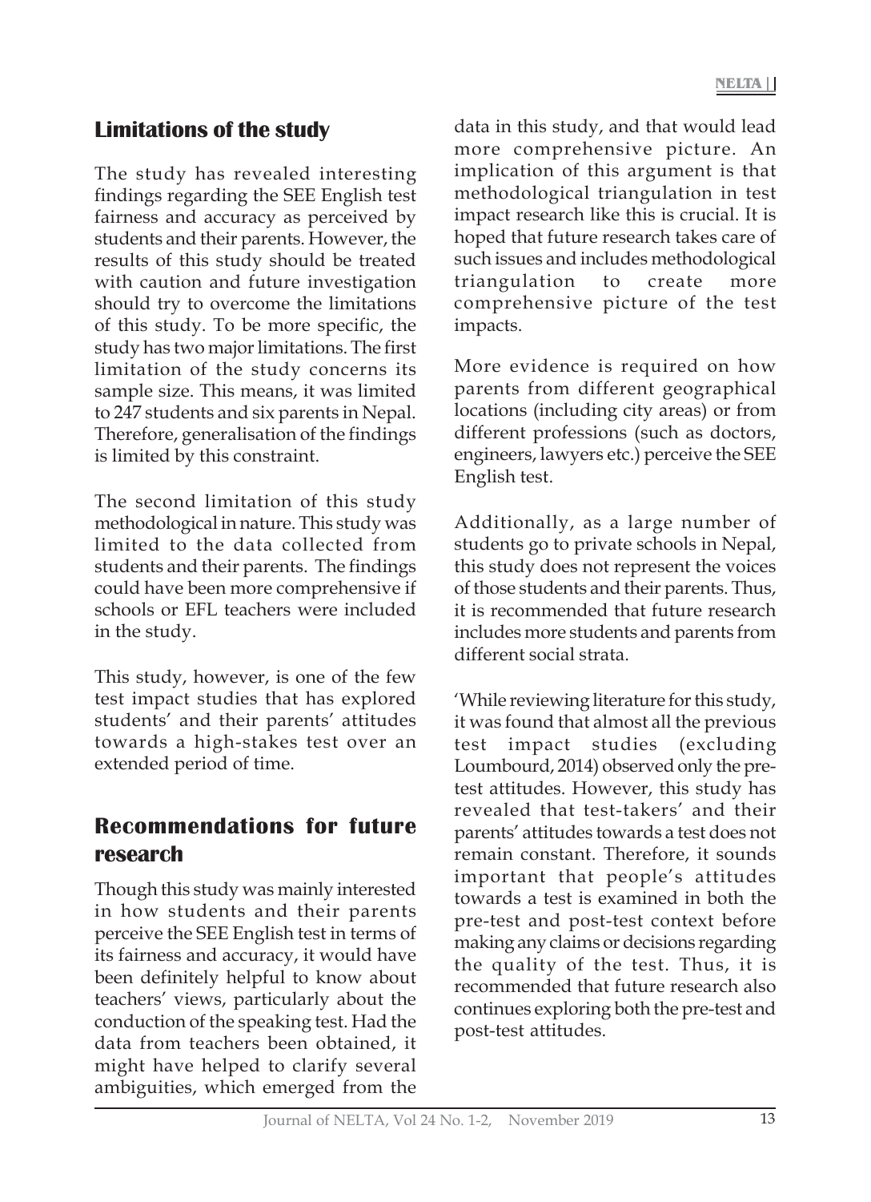## Limitations of the study

The study has revealed interesting findings regarding the SEE English test fairness and accuracy as perceived by students and their parents. However, the results of this study should be treated with caution and future investigation should try to overcome the limitations of this study. To be more specific, the study has two major limitations. The first limitation of the study concerns its sample size. This means, it was limited to 247 students and six parents in Nepal. Therefore, generalisation of the findings is limited by this constraint.

The second limitation of this study methodological in nature. This study was limited to the data collected from students and their parents. The findings could have been more comprehensive if schools or EFL teachers were included in the study.

This study, however, is one of the few test impact studies that has explored students' and their parents' attitudes towards a high-stakes test over an extended period of time.

## Recommendations for future research

Though this study was mainly interested in how students and their parents perceive the SEE English test in terms of its fairness and accuracy, it would have been definitely helpful to know about teachers' views, particularly about the conduction of the speaking test. Had the data from teachers been obtained, it might have helped to clarify several ambiguities, which emerged from the data in this study, and that would lead more comprehensive picture. An implication of this argument is that methodological triangulation in test impact research like this is crucial. It is hoped that future research takes care of such issues and includes methodological triangulation to create more comprehensive picture of the test impacts.

More evidence is required on how parents from different geographical locations (including city areas) or from different professions (such as doctors, engineers, lawyers etc.) perceive the SEE English test.

Additionally, as a large number of students go to private schools in Nepal, this study does not represent the voices of those students and their parents. Thus, it is recommended that future research includes more students and parents from different social strata.

'While reviewing literature for this study, it was found that almost all the previous test impact studies (excluding Loumbourd, 2014) observed only the pre-test attitudes. However, this study has revealed that test-takers' and their parents' attitudes towards a test does not remain constant. Therefore, it sounds important that people's attitudes towards a test is examined in both the pre-test and post-test context before making any claims or decisions regarding the quality of the test. Thus, it is recommended that future research also continues exploring both the pre-test and post-test attitudes.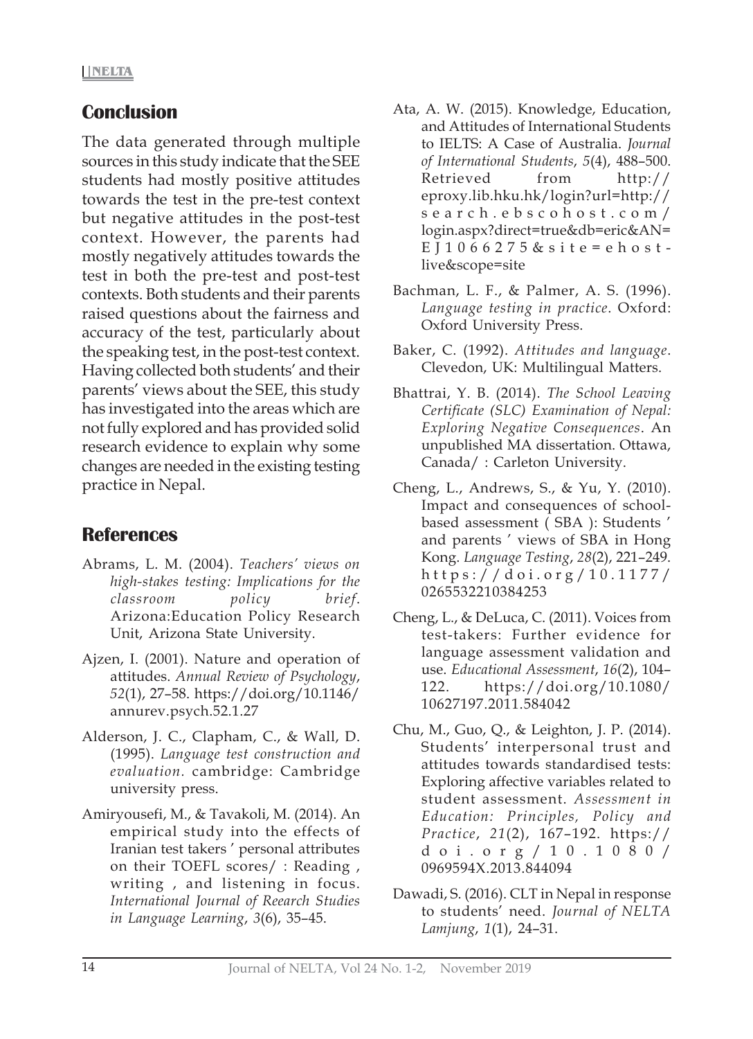## Conclusion

The data generated through multiple sources in this study indicate that the SEE students had mostly positive attitudes towards the test in the pre-test context but negative attitudes in the post-test context. However, the parents had mostly negatively attitudes towards the test in both the pre-test and post-test contexts. Both students and their parents raised questions about the fairness and accuracy of the test, particularly about the speaking test, in the post-test context. Having collected both students' and their parents' views about the SEE, this study has investigated into the areas which are not fully explored and has provided solid research evidence to explain why some changes are needed in the existing testing practice in Nepal.

## References

Abrams, L. M. (2004). *Teachers' views on high-stakes testing: Implications for the classroom policy brief*. Arizona:Education Policy Research Unit, Arizona State University.

Ajzen, I. (2001). Nature and operation of attitudes. *Annual Review of Psychology*, *52*(1), 27–58. https://doi.org/10.1146/annurev.psych.52.1.27

Alderson, J. C., Clapham, C., & Wall, D. (1995). *Language test construction and evaluation.* cambridge: Cambridge university press.

Amiryousefi, M., & Tavakoli, M. (2014). An empirical study into the effects of Iranian test takers ' personal attributes on their TOEFL scores/ : Reading , writing , and listening in focus. *International Journal of Reearch Studies in Language Learning*, *3*(6), 35–45.

Ata, A. W. (2015). Knowledge, Education, and Attitudes of International Students to IELTS: A Case of Australia. *Journal of International Students*, *5*(4), 488–500. Retrieved from http://eproxy.lib.hku.hk/login?url=http://search.ebscohost.com/login.aspx?direct=true&db=eric&AN=EJ1066275&site=ehost-live&scope=site

Bachman, L. F., & Palmer, A. S. (1996). *Language testing in practice*. Oxford: Oxford University Press.

Baker, C. (1992). *Attitudes and language*. Clevedon, UK: Multilingual Matters.

Bhattrai, Y. B. (2014). *The School Leaving Certificate (SLC) Examination of Nepal: Exploring Negative Consequences*. An unpublished MA dissertation. Ottawa, Canada/ : Carleton University.

Cheng, L., Andrews, S., & Yu, Y. (2010). Impact and consequences of school-based assessment ( SBA ): Students ' and parents ' views of SBA in Hong Kong. *Language Testing*, *28*(2), 221–249. https://doi.org/10.1177/0265532210384253

Cheng, L., & DeLuca, C. (2011). Voices from test-takers: Further evidence for language assessment validation and use. *Educational Assessment*, *16*(2), 104–122. https://doi.org/10.1080/10627197.2011.584042

Chu, M., Guo, Q., & Leighton, J. P. (2014). Students' interpersonal trust and attitudes towards standardised tests: Exploring affective variables related to student assessment. *Assessment in Education: Principles, Policy and Practice*, *21*(2), 167–192. https://doi.org/10.1080/0969594X.2013.844094

Dawadi, S. (2016). CLT in Nepal in response to students' need. *Journal of NELTA Lamjung*, *1*(1), 24–31.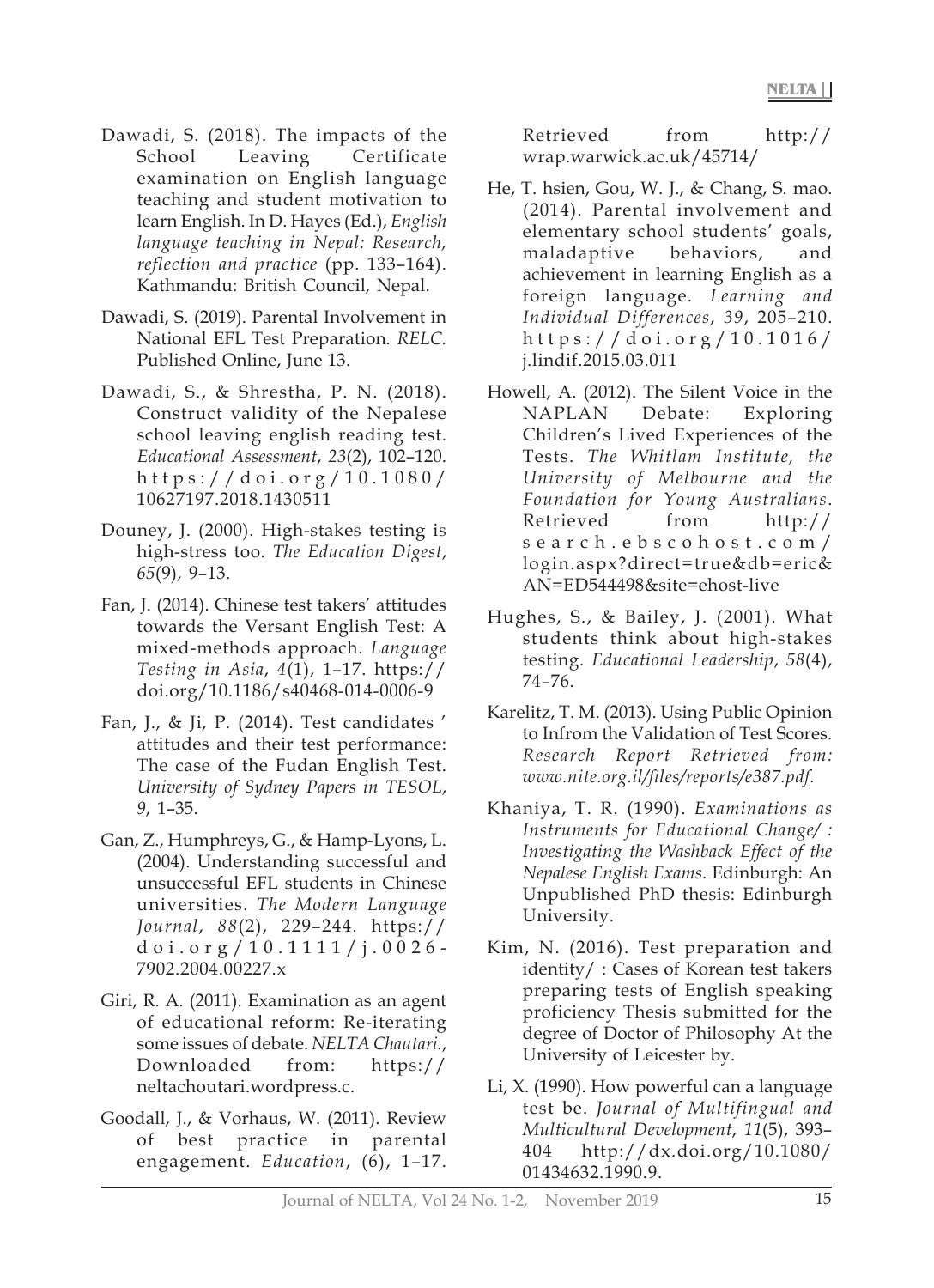Dawadi, S. (2018). The impacts of the School Leaving Certificate examination on English language teaching and student motivation to learn English. In D. Hayes (Ed.), *English language teaching in Nepal: Research, reflection and practice* (pp. 133–164). Kathmandu: British Council, Nepal.

Dawadi, S. (2019). Parental Involvement in National EFL Test Preparation. *RELC.* Published Online, June 13.

Dawadi, S., & Shrestha, P. N. (2018). Construct validity of the Nepalese school leaving english reading test. *Educational Assessment*, *23*(2), 102–120. https://doi.org/10.1080/10627197.2018.1430511

Douney, J. (2000). High-stakes testing is high-stress too. *The Education Digest*, *65*(9), 9–13.

Fan, J. (2014). Chinese test takers' attitudes towards the Versant English Test: A mixed-methods approach. *Language Testing in Asia*, *4*(1), 1–17. https://doi.org/10.1186/s40468-014-0006-9

Fan, J., & Ji, P. (2014). Test candidates ' attitudes and their test performance: The case of the Fudan English Test. *University of Sydney Papers in TESOL*, *9*, 1–35.

Gan, Z., Humphreys, G., & Hamp-Lyons, L. (2004). Understanding successful and unsuccessful EFL students in Chinese universities. *The Modern Language Journal*, *88*(2), 229–244. https://doi.org/10.1111/j.0026-7902.2004.00227.x

Giri, R. A. (2011). Examination as an agent of educational reform: Re-iterating some issues of debate. *NELTA Chautari.*, Downloaded from: https://neltachoutari.wordpress.c.

Goodall, J., & Vorhaus, W. (2011). Review of best practice in parental engagement. *Education*, (6), 1–17. Retrieved from http://wrap.warwick.ac.uk/45714/

He, T. hsien, Gou, W. J., & Chang, S. mao. (2014). Parental involvement and elementary school students' goals, maladaptive behaviors, and achievement in learning English as a foreign language. *Learning and Individual Differences*, *39*, 205–210. https://doi.org/10.1016/j.lindif.2015.03.011

Howell, A. (2012). The Silent Voice in the NAPLAN Debate: Exploring Children's Lived Experiences of the Tests. *The Whitlam Institute, the University of Melbourne and the Foundation for Young Australians.* Retrieved from http://search.ebscohost.com/login.aspx?direct=true&db=eric&AN=ED544498&site=ehost-live

Hughes, S., & Bailey, J. (2001). What students think about high-stakes testing. *Educational Leadership*, *58*(4), 74–76.

Karelitz, T. M. (2013). Using Public Opinion to Infrom the Validation of Test Scores. *Research Report Retrieved from: www.nite.org.il/files/reports/e387.pdf.*

Khaniya, T. R. (1990). *Examinations as Instruments for Educational Change/ : Investigating the Washback Effect of the Nepalese English Exams.* Edinburgh: An Unpublished PhD thesis: Edinburgh University.

Kim, N. (2016). Test preparation and identity/ : Cases of Korean test takers preparing tests of English speaking proficiency Thesis submitted for the degree of Doctor of Philosophy At the University of Leicester by.

Li, X. (1990). How powerful can a language test be. *Journal of Multifingual and Multicultural Development*, *11*(5), 393–404 http://dx.doi.org/10.1080/01434632.1990.9.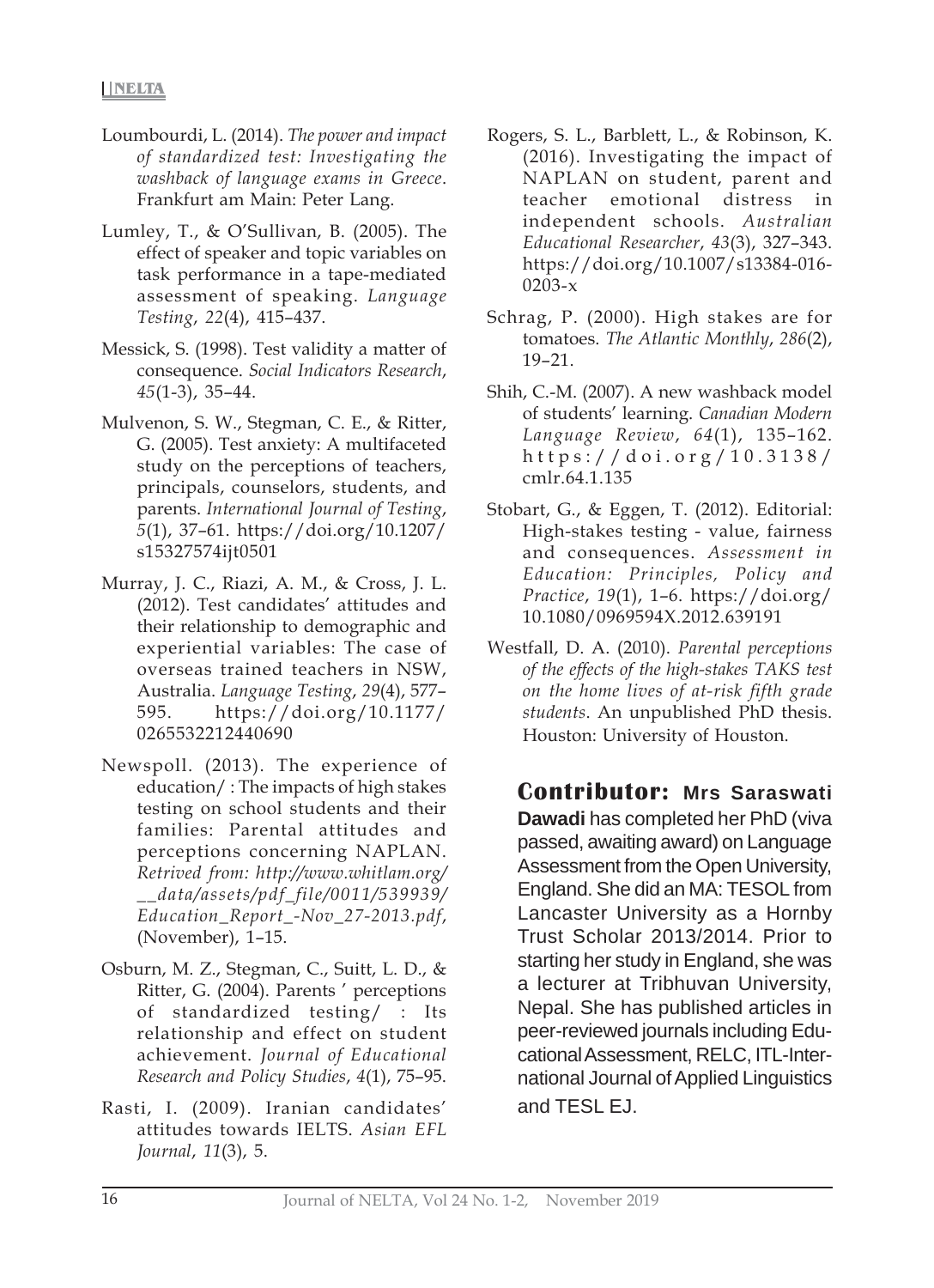Loumbourdi, L. (2014). *The power and impact of standardized test: Investigating the washback of language exams in Greece*. Frankfurt am Main: Peter Lang.

Lumley, T., & O'Sullivan, B. (2005). The effect of speaker and topic variables on task performance in a tape-mediated assessment of speaking. *Language Testing*, *22*(4), 415–437.

Messick, S. (1998). Test validity a matter of consequence. *Social Indicators Research*, *45*(1-3), 35–44.

Mulvenon, S. W., Stegman, C. E., & Ritter, G. (2005). Test anxiety: A multifaceted study on the perceptions of teachers, principals, counselors, students, and parents. *International Journal of Testing*, *5*(1), 37–61. https://doi.org/10.1207/s15327574ijt0501

Murray, J. C., Riazi, A. M., & Cross, J. L. (2012). Test candidates' attitudes and their relationship to demographic and experiential variables: The case of overseas trained teachers in NSW, Australia. *Language Testing*, *29*(4), 577–595. https://doi.org/10.1177/0265532212440690

Newspoll. (2013). The experience of education/ : The impacts of high stakes testing on school students and their families: Parental attitudes and perceptions concerning NAPLAN. *Retrived from: http://www.whitlam.org/__data/assets/pdf_file/0011/539939/Education_Report_-Nov_27-2013.pdf*, (November), 1–15.

Osburn, M. Z., Stegman, C., Suitt, L. D., & Ritter, G. (2004). Parents ' perceptions of standardized testing/ : Its relationship and effect on student achievement. *Journal of Educational Research and Policy Studies*, *4*(1), 75–95.

Rasti, I. (2009). Iranian candidates' attitudes towards IELTS. *Asian EFL Journal*, *11*(3), 5.

Rogers, S. L., Barblett, L., & Robinson, K. (2016). Investigating the impact of NAPLAN on student, parent and teacher emotional distress in independent schools. *Australian Educational Researcher*, *43*(3), 327–343. https://doi.org/10.1007/s13384-016-0203-x

Schrag, P. (2000). High stakes are for tomatoes. *The Atlantic Monthly*, *286*(2), 19–21.

Shih, C.-M. (2007). A new washback model of students' learning. *Canadian Modern Language Review*, *64*(1), 135–162. https://doi.org/10.3138/cmlr.64.1.135

Stobart, G., & Eggen, T. (2012). Editorial: High-stakes testing - value, fairness and consequences. *Assessment in Education: Principles, Policy and Practice*, *19*(1), 1–6. https://doi.org/10.1080/0969594X.2012.639191

Westfall, D. A. (2010). *Parental perceptions of the effects of the high-stakes TAKS test on the home lives of at-risk fifth grade students*. An unpublished PhD thesis. Houston: University of Houston.

**Contributor: Mrs Saraswati Dawadi** has completed her PhD (viva passed, awaiting award) on Language Assessment from the Open University, England. She did an MA: TESOL from Lancaster University as a Hornby Trust Scholar 2013/2014. Prior to starting her study in England, she was a lecturer at Tribhuvan University, Nepal. She has published articles in peer-reviewed journals including Educational Assessment, RELC, ITL-International Journal of Applied Linguistics and TESL EJ.